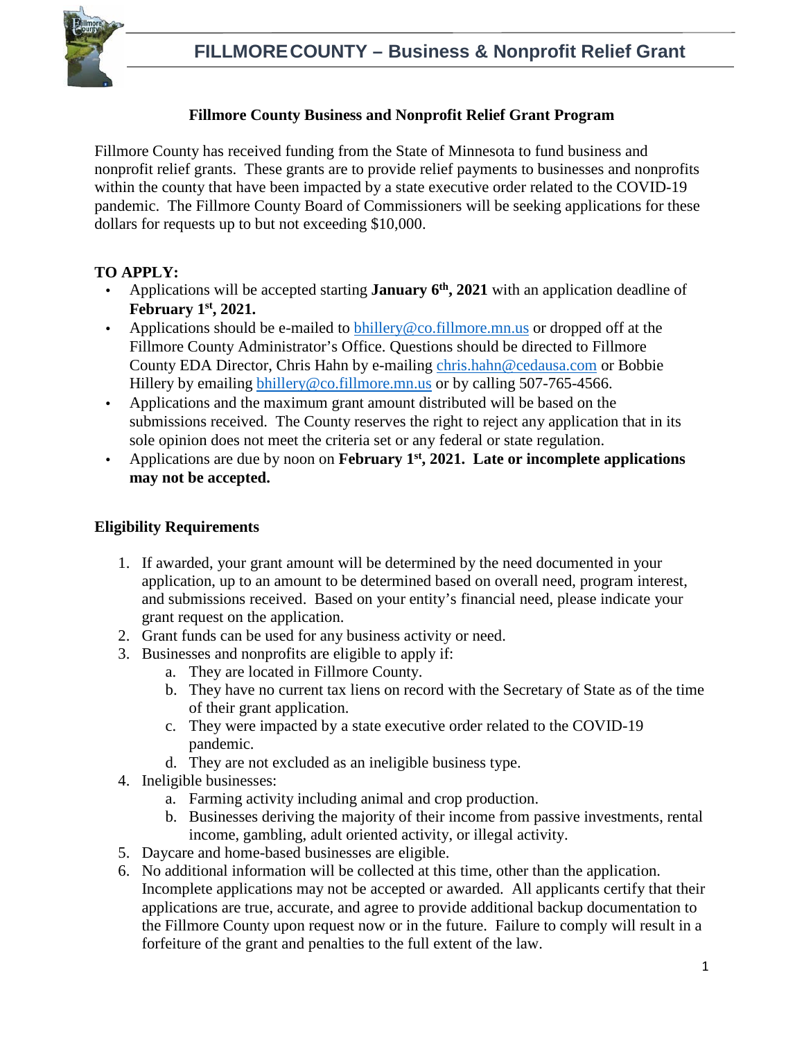# FILLMORE COUNTY – Business & Nonprofit Relief Grant

## Fillmore County Business and Nonprofit Relief Grant Program

Fillmore County has received funding from the State of Minnesota to fund business and nonprofit relief grants. These grants are to provide relief payments to businesses and nonprofits within the county that have been impacted by a state executive order related to the COVID-19 pandemic. The Fillmore County Board of Commissioners will be seeking applications for these dollars for requests up to but not exceeding $10,000.

**TO APPLY:**

- Applications will be accepted starting **January 6th, 2021** with an application deadline of **February 1st, 2021.**
- Applications should be e-mailed to bhillery@co.fillmore.mn.us or dropped off at the Fillmore County Administrator's Office. Questions should be directed to Fillmore County EDA Director, Chris Hahn by e-mailing chris.hahn@cedausa.com or Bobbie Hillery by emailing bhillery@co.fillmore.mn.us or by calling 507-765-4566.
- Applications and the maximum grant amount distributed will be based on the submissions received. The County reserves the right to reject any application that in its sole opinion does not meet the criteria set or any federal or state regulation.
- Applications are due by noon on **February 1st, 2021. Late or incomplete applications may not be accepted.**

**Eligibility Requirements**

1. If awarded, your grant amount will be determined by the need documented in your application, up to an amount to be determined based on overall need, program interest, and submissions received. Based on your entity's financial need, please indicate your grant request on the application.
2. Grant funds can be used for any business activity or need.
3. Businesses and nonprofits are eligible to apply if:
   a. They are located in Fillmore County.
   b. They have no current tax liens on record with the Secretary of State as of the time of their grant application.
   c. They were impacted by a state executive order related to the COVID-19 pandemic.
   d. They are not excluded as an ineligible business type.
4. Ineligible businesses:
   a. Farming activity including animal and crop production.
   b. Businesses deriving the majority of their income from passive investments, rental income, gambling, adult oriented activity, or illegal activity.
5. Daycare and home-based businesses are eligible.
6. No additional information will be collected at this time, other than the application. Incomplete applications may not be accepted or awarded. All applicants certify that their applications are true, accurate, and agree to provide additional backup documentation to the Fillmore County upon request now or in the future. Failure to comply will result in a forfeiture of the grant and penalties to the full extent of the law.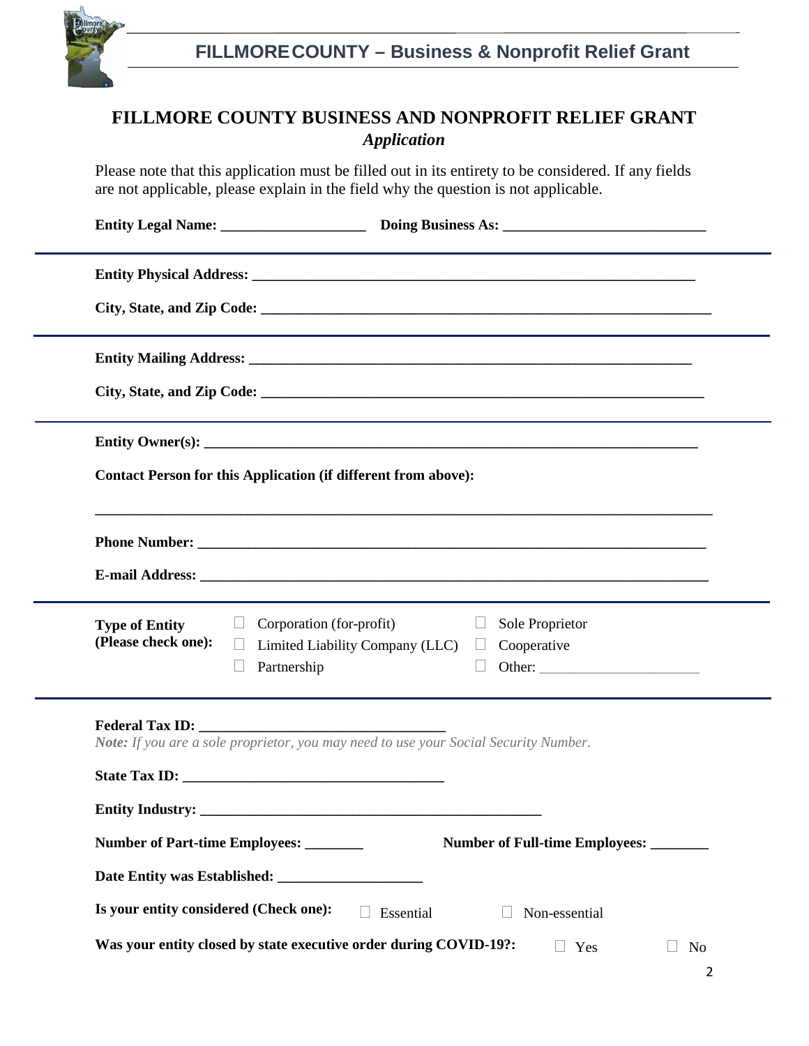# FILLMORE COUNTY BUSINESS AND NONPROFIT RELIEF GRANT

*Application*

Please note that this application must be filled out in its entirety to be considered. If any fields are not applicable, please explain in the field why the question is not applicable.

**Entity Legal Name:** ____________________ **Doing Business As:** ____________________________

---

**Entity Physical Address:** ________________________________________________________________

**City, State, and Zip Code:** ________________________________________________________________

---

**Entity Mailing Address:** ________________________________________________________________

**City, State, and Zip Code:** ________________________________________________________________

---

**Entity Owner(s):** ________________________________________________________________

**Contact Person for this Application (if different from above):**

________________________________________________________________________________

**Phone Number:** ________________________________________________________________

**E-mail Address:** ________________________________________________________________

---

**Type of Entity (Please check one):**

- ☐ Corporation (for-profit)
- ☐ Limited Liability Company (LLC)
- ☐ Partnership
- ☐ Sole Proprietor
- ☐ Cooperative
- ☐ Other: ______________________

---

**Federal Tax ID:** __________________________________

*__Note:__ If you are a sole proprietor, you may need to use your Social Security Number.*

**State Tax ID:** ____________________________________

**Entity Industry:** ________________________________________________

**Number of Part-time Employees:** ________ **Number of Full-time Employees:** ________

**Date Entity was Established:** ____________________

**Is your entity considered (Check one):** ☐ Essential ☐ Non-essential

**Was your entity closed by state executive order during COVID-19?:** ☐ Yes ☐ No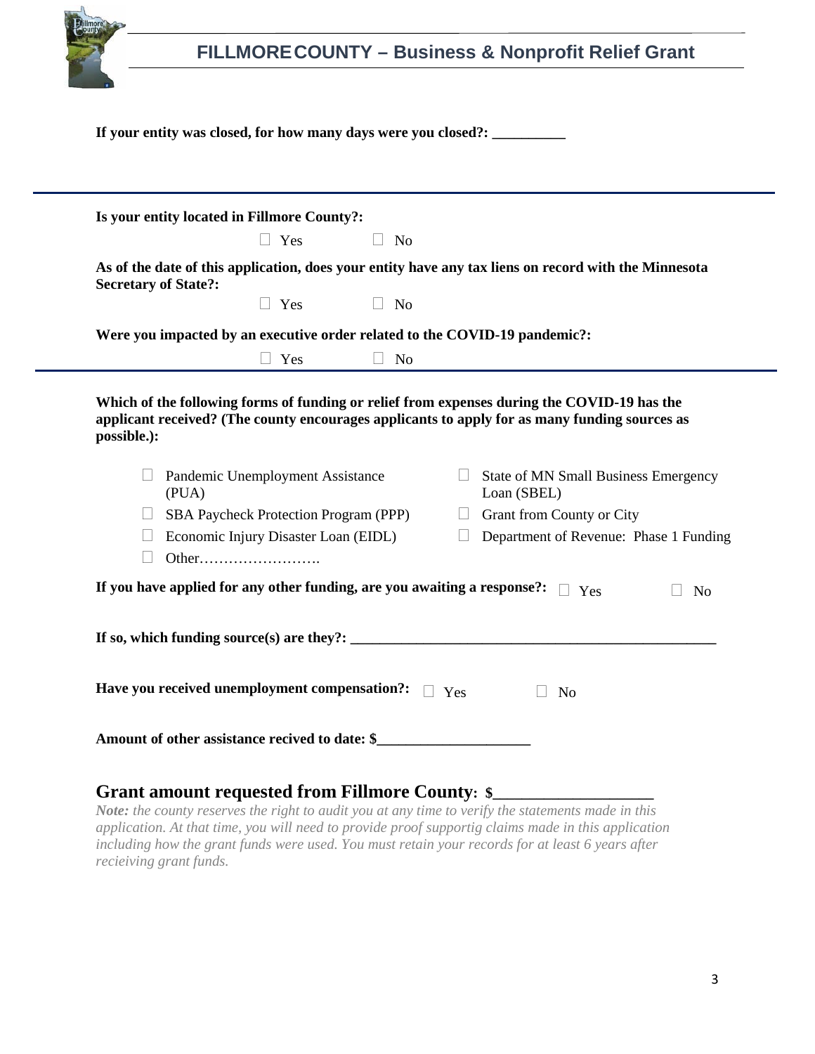**If your entity was closed, for how many days were you closed?: __________**

---

**Is your entity located in Fillmore County?:**

☐ Yes ☐ No

**As of the date of this application, does your entity have any tax liens on record with the Minnesota Secretary of State?:**

☐ Yes ☐ No

**Were you impacted by an executive order related to the COVID-19 pandemic?:**

☐ Yes ☐ No

---

**Which of the following forms of funding or relief from expenses during the COVID-19 has the applicant received? (The county encourages applicants to apply for as many funding sources as possible.):**

- ☐ Pandemic Unemployment Assistance (PUA)
- ☐ SBA Paycheck Protection Program (PPP)
- ☐ Economic Injury Disaster Loan (EIDL)
- ☐ Other…………………….
- ☐ State of MN Small Business Emergency Loan (SBEL)
- ☐ Grant from County or City
- ☐ Department of Revenue: Phase 1 Funding

**If you have applied for any other funding, are you awaiting a response?:** ☐ Yes ☐ No

**If so, which funding source(s) are they?: ____________________________________________________**

**Have you received unemployment compensation?:** ☐ Yes ☐ No

**Amount of other assistance recived to date: $_____________________**

## Grant amount requested from Fillmore County: $___________________

***Note:*** *the county reserves the right to audit you at any time to verify the statements made in this application. At that time, you will need to provide proof supportig claims made in this application including how the grant funds were used. You must retain your records for at least 6 years after recieiving grant funds.*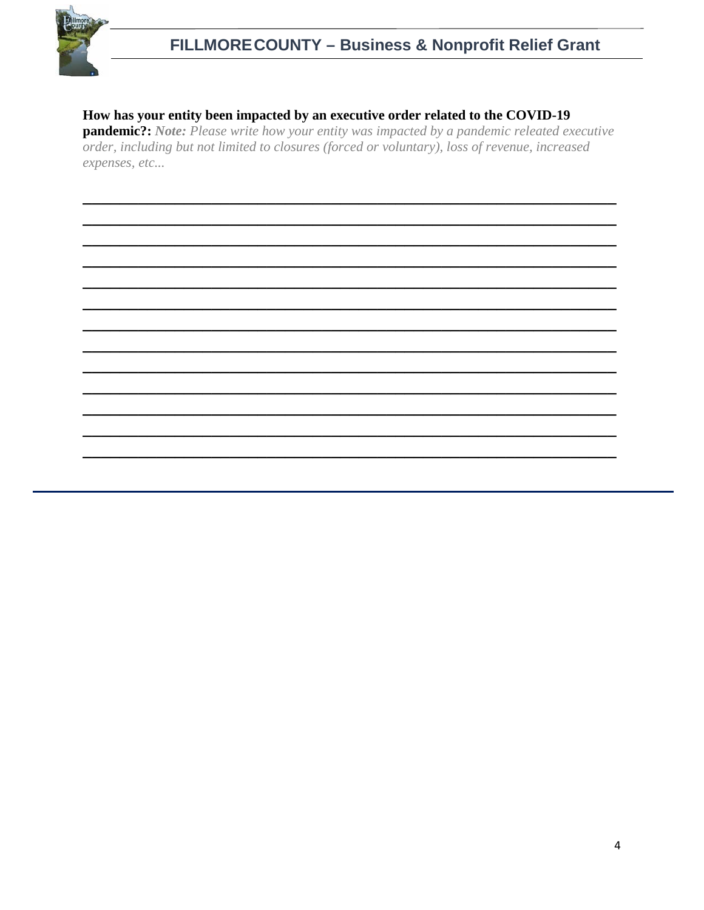**How has your entity been impacted by an executive order related to the COVID-19 pandemic?:** ***Note:*** *Please write how your entity was impacted by a pandemic releated executive order, including but not limited to closures (forced or voluntary), loss of revenue, increased expenses, etc...*

\_\_\_\_\_\_\_\_\_\_\_\_\_\_\_\_\_\_\_\_\_\_\_\_\_\_\_\_\_\_\_\_\_\_\_\_\_\_\_\_\_\_\_\_\_\_\_\_\_\_\_\_\_\_\_\_\_\_\_\_\_\_\_\_\_\_\_\_\_\_\_\_

\_\_\_\_\_\_\_\_\_\_\_\_\_\_\_\_\_\_\_\_\_\_\_\_\_\_\_\_\_\_\_\_\_\_\_\_\_\_\_\_\_\_\_\_\_\_\_\_\_\_\_\_\_\_\_\_\_\_\_\_\_\_\_\_\_\_\_\_\_\_\_\_

\_\_\_\_\_\_\_\_\_\_\_\_\_\_\_\_\_\_\_\_\_\_\_\_\_\_\_\_\_\_\_\_\_\_\_\_\_\_\_\_\_\_\_\_\_\_\_\_\_\_\_\_\_\_\_\_\_\_\_\_\_\_\_\_\_\_\_\_\_\_\_\_

\_\_\_\_\_\_\_\_\_\_\_\_\_\_\_\_\_\_\_\_\_\_\_\_\_\_\_\_\_\_\_\_\_\_\_\_\_\_\_\_\_\_\_\_\_\_\_\_\_\_\_\_\_\_\_\_\_\_\_\_\_\_\_\_\_\_\_\_\_\_\_\_

\_\_\_\_\_\_\_\_\_\_\_\_\_\_\_\_\_\_\_\_\_\_\_\_\_\_\_\_\_\_\_\_\_\_\_\_\_\_\_\_\_\_\_\_\_\_\_\_\_\_\_\_\_\_\_\_\_\_\_\_\_\_\_\_\_\_\_\_\_\_\_\_

\_\_\_\_\_\_\_\_\_\_\_\_\_\_\_\_\_\_\_\_\_\_\_\_\_\_\_\_\_\_\_\_\_\_\_\_\_\_\_\_\_\_\_\_\_\_\_\_\_\_\_\_\_\_\_\_\_\_\_\_\_\_\_\_\_\_\_\_\_\_\_\_

\_\_\_\_\_\_\_\_\_\_\_\_\_\_\_\_\_\_\_\_\_\_\_\_\_\_\_\_\_\_\_\_\_\_\_\_\_\_\_\_\_\_\_\_\_\_\_\_\_\_\_\_\_\_\_\_\_\_\_\_\_\_\_\_\_\_\_\_\_\_\_\_

\_\_\_\_\_\_\_\_\_\_\_\_\_\_\_\_\_\_\_\_\_\_\_\_\_\_\_\_\_\_\_\_\_\_\_\_\_\_\_\_\_\_\_\_\_\_\_\_\_\_\_\_\_\_\_\_\_\_\_\_\_\_\_\_\_\_\_\_\_\_\_\_

\_\_\_\_\_\_\_\_\_\_\_\_\_\_\_\_\_\_\_\_\_\_\_\_\_\_\_\_\_\_\_\_\_\_\_\_\_\_\_\_\_\_\_\_\_\_\_\_\_\_\_\_\_\_\_\_\_\_\_\_\_\_\_\_\_\_\_\_\_\_\_\_

\_\_\_\_\_\_\_\_\_\_\_\_\_\_\_\_\_\_\_\_\_\_\_\_\_\_\_\_\_\_\_\_\_\_\_\_\_\_\_\_\_\_\_\_\_\_\_\_\_\_\_\_\_\_\_\_\_\_\_\_\_\_\_\_\_\_\_\_\_\_\_\_

\_\_\_\_\_\_\_\_\_\_\_\_\_\_\_\_\_\_\_\_\_\_\_\_\_\_\_\_\_\_\_\_\_\_\_\_\_\_\_\_\_\_\_\_\_\_\_\_\_\_\_\_\_\_\_\_\_\_\_\_\_\_\_\_\_\_\_\_\_\_\_\_

\_\_\_\_\_\_\_\_\_\_\_\_\_\_\_\_\_\_\_\_\_\_\_\_\_\_\_\_\_\_\_\_\_\_\_\_\_\_\_\_\_\_\_\_\_\_\_\_\_\_\_\_\_\_\_\_\_\_\_\_\_\_\_\_\_\_\_\_\_\_\_\_

\_\_\_\_\_\_\_\_\_\_\_\_\_\_\_\_\_\_\_\_\_\_\_\_\_\_\_\_\_\_\_\_\_\_\_\_\_\_\_\_\_\_\_\_\_\_\_\_\_\_\_\_\_\_\_\_\_\_\_\_\_\_\_\_\_\_\_\_\_\_\_\_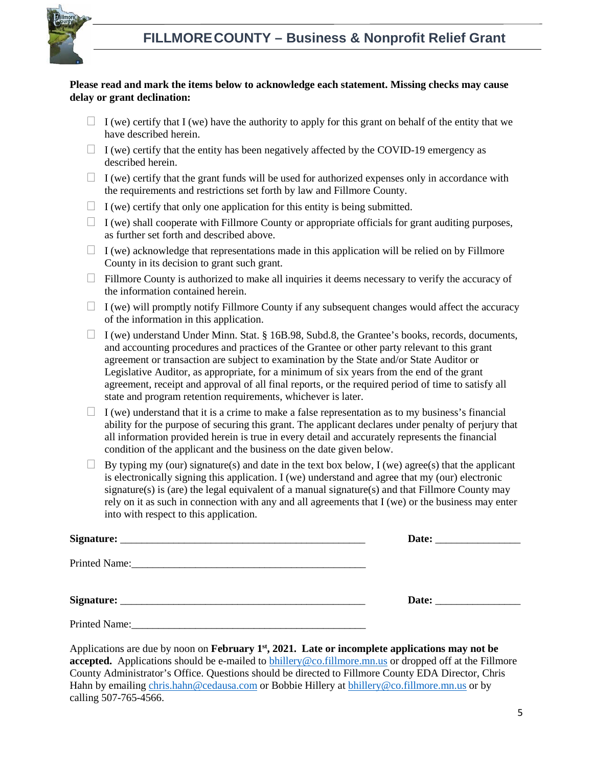**Please read and mark the items below to acknowledge each statement. Missing checks may cause delay or grant declination:**

- ☐ I (we) certify that I (we) have the authority to apply for this grant on behalf of the entity that we have described herein.
- ☐ I (we) certify that the entity has been negatively affected by the COVID-19 emergency as described herein.
- ☐ I (we) certify that the grant funds will be used for authorized expenses only in accordance with the requirements and restrictions set forth by law and Fillmore County.
- ☐ I (we) certify that only one application for this entity is being submitted.
- ☐ I (we) shall cooperate with Fillmore County or appropriate officials for grant auditing purposes, as further set forth and described above.
- ☐ I (we) acknowledge that representations made in this application will be relied on by Fillmore County in its decision to grant such grant.
- ☐ Fillmore County is authorized to make all inquiries it deems necessary to verify the accuracy of the information contained herein.
- ☐ I (we) will promptly notify Fillmore County if any subsequent changes would affect the accuracy of the information in this application.
- ☐ I (we) understand Under Minn. Stat. § 16B.98, Subd.8, the Grantee's books, records, documents, and accounting procedures and practices of the Grantee or other party relevant to this grant agreement or transaction are subject to examination by the State and/or State Auditor or Legislative Auditor, as appropriate, for a minimum of six years from the end of the grant agreement, receipt and approval of all final reports, or the required period of time to satisfy all state and program retention requirements, whichever is later.
- ☐ I (we) understand that it is a crime to make a false representation as to my business's financial ability for the purpose of securing this grant. The applicant declares under penalty of perjury that all information provided herein is true in every detail and accurately represents the financial condition of the applicant and the business on the date given below.
- ☐ By typing my (our) signature(s) and date in the text box below, I (we) agree(s) that the applicant is electronically signing this application. I (we) understand and agree that my (our) electronic signature(s) is (are) the legal equivalent of a manual signature(s) and that Fillmore County may rely on it as such in connection with any and all agreements that I (we) or the business may enter into with respect to this application.

**Signature:** ____________________________________________ **Date:** _______________

Printed Name:____________________________________________

**Signature:** ____________________________________________ **Date:** _______________

Printed Name:____________________________________________

Applications are due by noon on **February 1st, 2021. Late or incomplete applications may not be accepted.** Applications should be e-mailed to bhillery@co.fillmore.mn.us or dropped off at the Fillmore County Administrator's Office. Questions should be directed to Fillmore County EDA Director, Chris Hahn by emailing chris.hahn@cedausa.com or Bobbie Hillery at bhillery@co.fillmore.mn.us or by calling 507-765-4566.